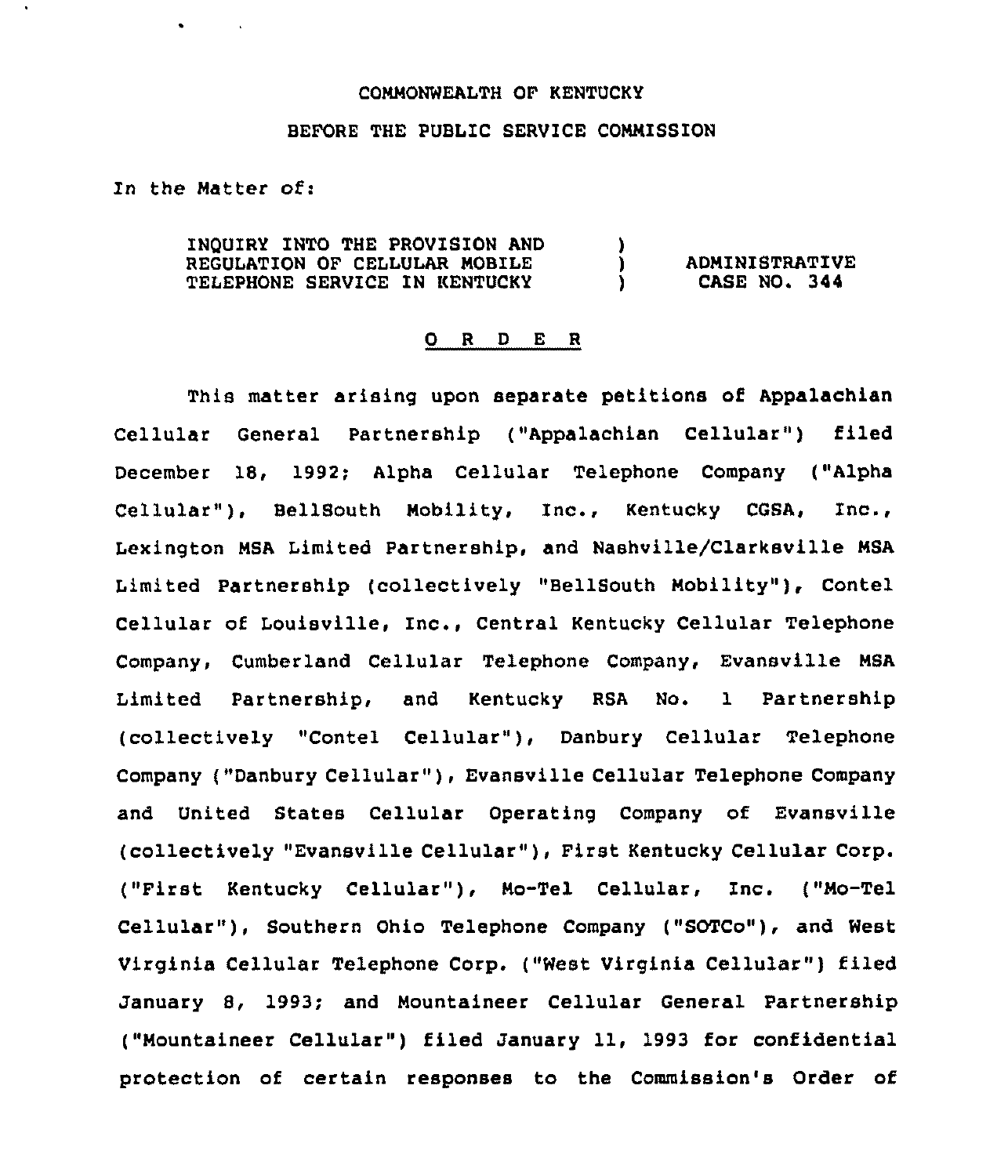COMMONWEALTH OF KENTUCKY

BEFORE THE PUBLIC SERVICE COMMISSION

In the Matter of:

| | | |
|---|---|---|
| INQUIRY INTO THE PROVISION AND REGULATION OF CELLULAR MOBILE TELEPHONE SERVICE IN KENTUCKY | ) ) ) | ADMINISTRATIVE CASE NO. 344 |

O R D E R

This matter arising upon separate petitions of Appalachian Cellular General Partnership ("Appalachian Cellular") filed December 18, 1992; Alpha Cellular Telephone Company ("Alpha Cellular"), BellSouth Mobility, Inc., Kentucky CGSA, Inc., Lexington MSA Limited Partnership, and Nashville/Clarksville MSA Limited Partnership (collectively "BellSouth Mobility"), Contel Cellular of Louisville, Inc., Central Kentucky Cellular Telephone Company, Cumberland Cellular Telephone Company, Evansville MSA Limited Partnership, and Kentucky RSA No. 1 Partnership (collectively "Contel Cellular"), Danbury Cellular Telephone Company ("Danbury Cellular"), Evansville Cellular Telephone Company and United States Cellular Operating Company of Evansville (collectively "Evansville Cellular"), First Kentucky Cellular Corp. ("First Kentucky Cellular"), Mo-Tel Cellular, Inc. ("Mo-Tel Cellular"), Southern Ohio Telephone Company ("SOTCo"), and West Virginia Cellular Telephone Corp. ("West Virginia Cellular") filed January 8, 1993; and Mountaineer Cellular General Partnership ("Mountaineer Cellular") filed January 11, 1993 for confidential protection of certain responses to the Commission's Order of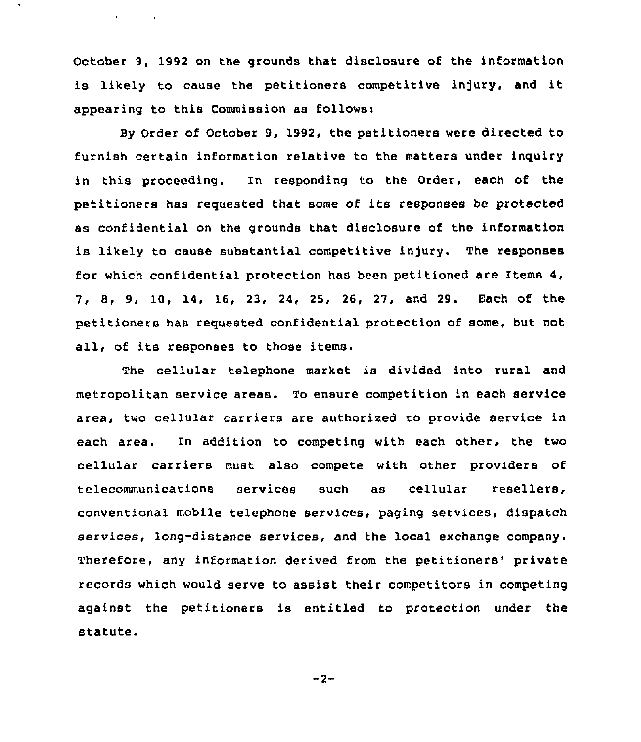October 9, 1992 on the grounds that disclosure of the information is likely to cause the petitioners competitive injury, and it appearing to this Commission as follows:

By Order of October 9, 1992, the petitioners were directed to furnish certain information relative to the matters under inquiry in this proceeding. In responding to the Order, each of the petitioners has requested that some of its responses be protected as confidential on the grounds that disclosure of the information is likely to cause substantial competitive injury. The responses for which confidential protection has been petitioned are Items 4, 7, 8, 9, 10, 14, 16, 23, 24, 25, 26, 27, and 29. Each of the petitioners has requested confidential protection of some, but not all, of its responses to those items.

The cellular telephone market is divided into rural and metropolitan service areas. To ensure competition in each service area, two cellular carriers are authorized to provide service in each area. In addition to competing with each other, the two cellular carriers must also compete with other providers of telecommunications services such as cellular resellers, conventional mobile telephone services, paging services, dispatch services, long-distance services, and the local exchange company. Therefore, any information derived from the petitioners' private records which would serve to assist their competitors in competing against the petitioners is entitled to protection under the statute.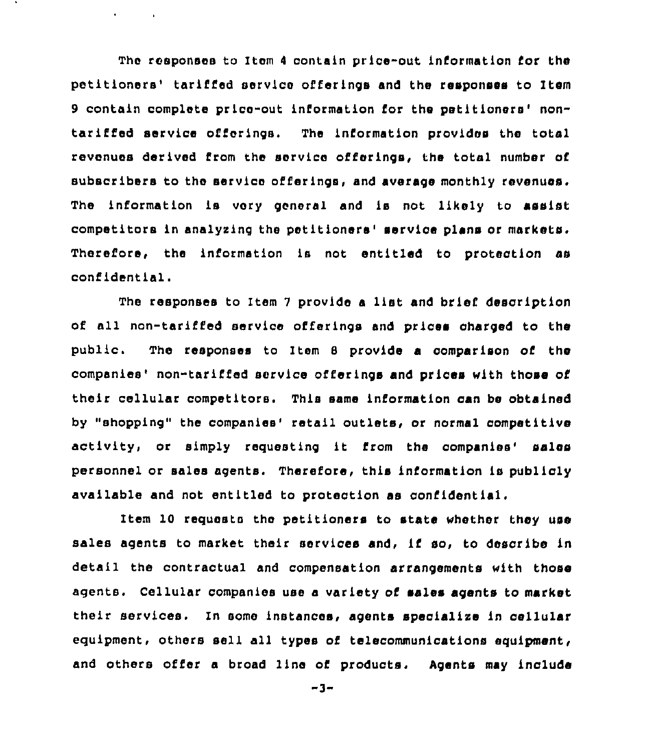The responses to Item 4 contain price-out information for the petitioners' tariffed service offerings and the responses to Item 9 contain complete price-out information for the petitioners' non-tariffed service offerings. The information provides the total revenues derived from the service offerings, the total number of subscribers to the service offerings, and average monthly revenues. The information is very general and is not likely to assist competitors in analyzing the petitioners' service plans or markets. Therefore, the information is not entitled to protection as confidential.

The responses to Item 7 provide a list and brief description of all non-tariffed service offerings and prices charged to the public. The responses to Item 8 provide a comparison of the companies' non-tariffed service offerings and prices with those of their cellular competitors. This same information can be obtained by "shopping" the companies' retail outlets, or normal competitive activity, or simply requesting it from the companies' sales personnel or sales agents. Therefore, this information is publicly available and not entitled to protection as confidential.

Item 10 requests the petitioners to state whether they use sales agents to market their services and, if so, to describe in detail the contractual and compensation arrangements with those agents. Cellular companies use a variety of sales agents to market their services. In some instances, agents specialize in cellular equipment, others sell all types of telecommunications equipment, and others offer a broad line of products. Agents may include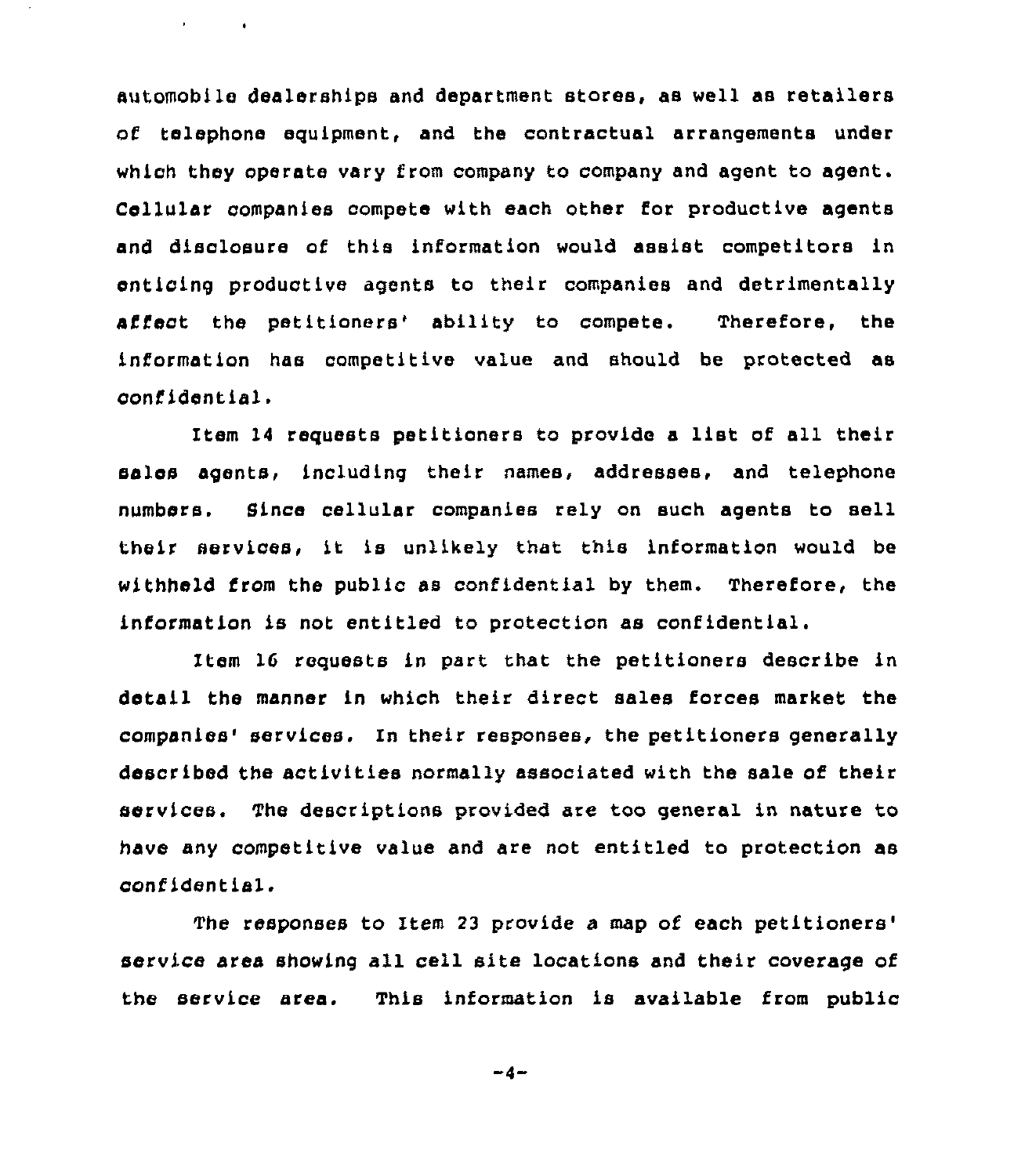automobile dealerships and department stores, as well as retailers of telephone equipment, and the contractual arrangements under which they operate vary from company to company and agent to agent. Cellular companies compete with each other for productive agents and disclosure of this information would assist competitors in enticing productive agents to their companies and detrimentally affect the petitioners' ability to compete. Therefore, the information has competitive value and should be protected as confidential.

Item 14 requests petitioners to provide a list of all their sales agents, including their names, addresses, and telephone numbers. Since cellular companies rely on such agents to sell their services, it is unlikely that this information would be withheld from the public as confidential by them. Therefore, the information is not entitled to protection as confidential.

Item 16 requests in part that the petitioners describe in detail the manner in which their direct sales forces market the companies' services. In their responses, the petitioners generally described the activities normally associated with the sale of their services. The descriptions provided are too general in nature to have any competitive value and are not entitled to protection as confidential.

The responses to Item 23 provide a map of each petitioners' service area showing all cell site locations and their coverage of the service area. This information is available from public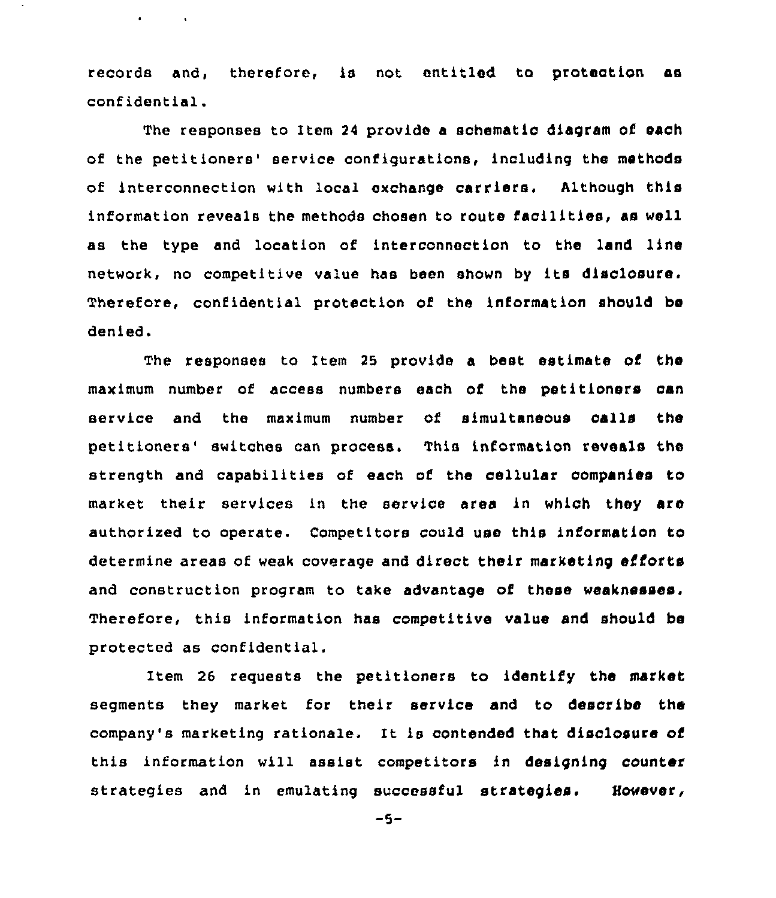records and, therefore, is not entitled to protection as confidential.

The responses to Item 24 provide a schematic diagram of each of the petitioners' service configurations, including the methods of interconnection with local exchange carriers. Although this information reveals the methods chosen to route facilities, as well as the type and location of interconnection to the land line network, no competitive value has been shown by its disclosure. Therefore, confidential protection of the information should be denied.

The responses to Item 25 provide a best estimate of the maximum number of access numbers each of the petitioners can service and the maximum number of simultaneous calls the petitioners' switches can process. This information reveals the strength and capabilities of each of the cellular companies to market their services in the service area in which they are authorized to operate. Competitors could use this information to determine areas of weak coverage and direct their marketing efforts and construction program to take advantage of these weaknesses. Therefore, this information has competitive value and should be protected as confidential.

Item 26 requests the petitioners to identify the market segments they market for their service and to describe the company's marketing rationale. It is contended that disclosure of this information will assist competitors in designing counter strategies and in emulating successful strategies. However,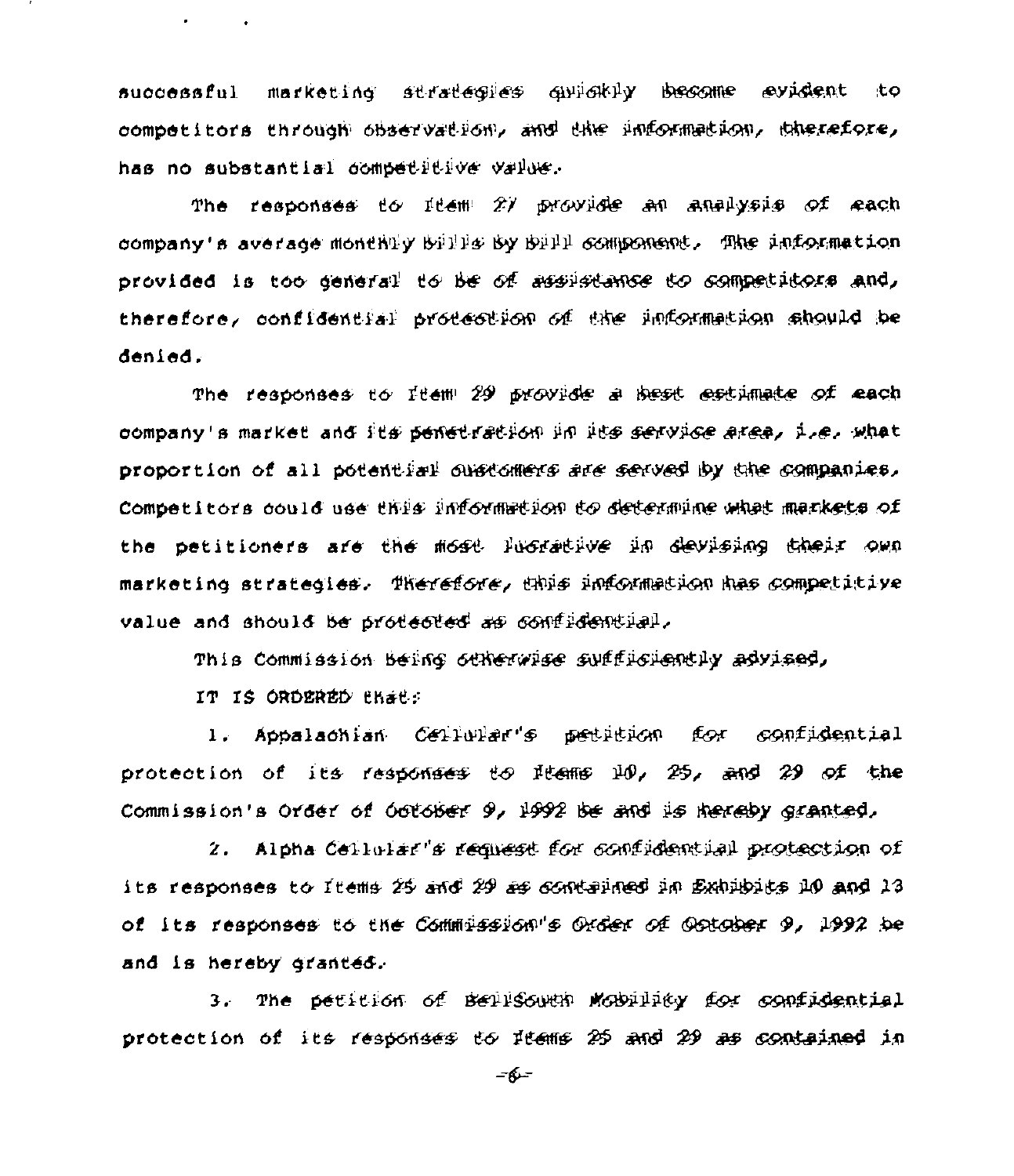successful marketing strategies quickly become evident to competitors through observation, and the information, therefore, has no substantial competitive value.

The responses to Item 27 provide an analysis of each company's average monthly bills by bill component. The information provided is too general to be of assistance to competitors and, therefore, confidential protection of the information should be denied.

The responses to Item 29 provide a best estimate of each company's market and its penetration in its service area, i.e. what proportion of all potential customers are served by the companies. Competitors could use this information to determine what markets of the petitioners are the most lucrative in devising their own marketing strategies. Therefore, this information has competitive value and should be protected as confidential.

This Commission being otherwise sufficiently advised,

IT IS ORDERED that:

1. Appalachian Cellular's petition for confidential protection of its responses to Items 10, 25, and 29 of the Commission's Order of October 9, 1992 be and is hereby granted.

2. Alpha Cellular's request for confidential protection of its responses to Items 25 and 29 as contained in Exhibits 10 and 13 of its responses to the Commission's Order of October 9, 1992 be and is hereby granted.

3. The petition of BellSouth Mobility for confidential protection of its responses to Items 25 and 29 as contained in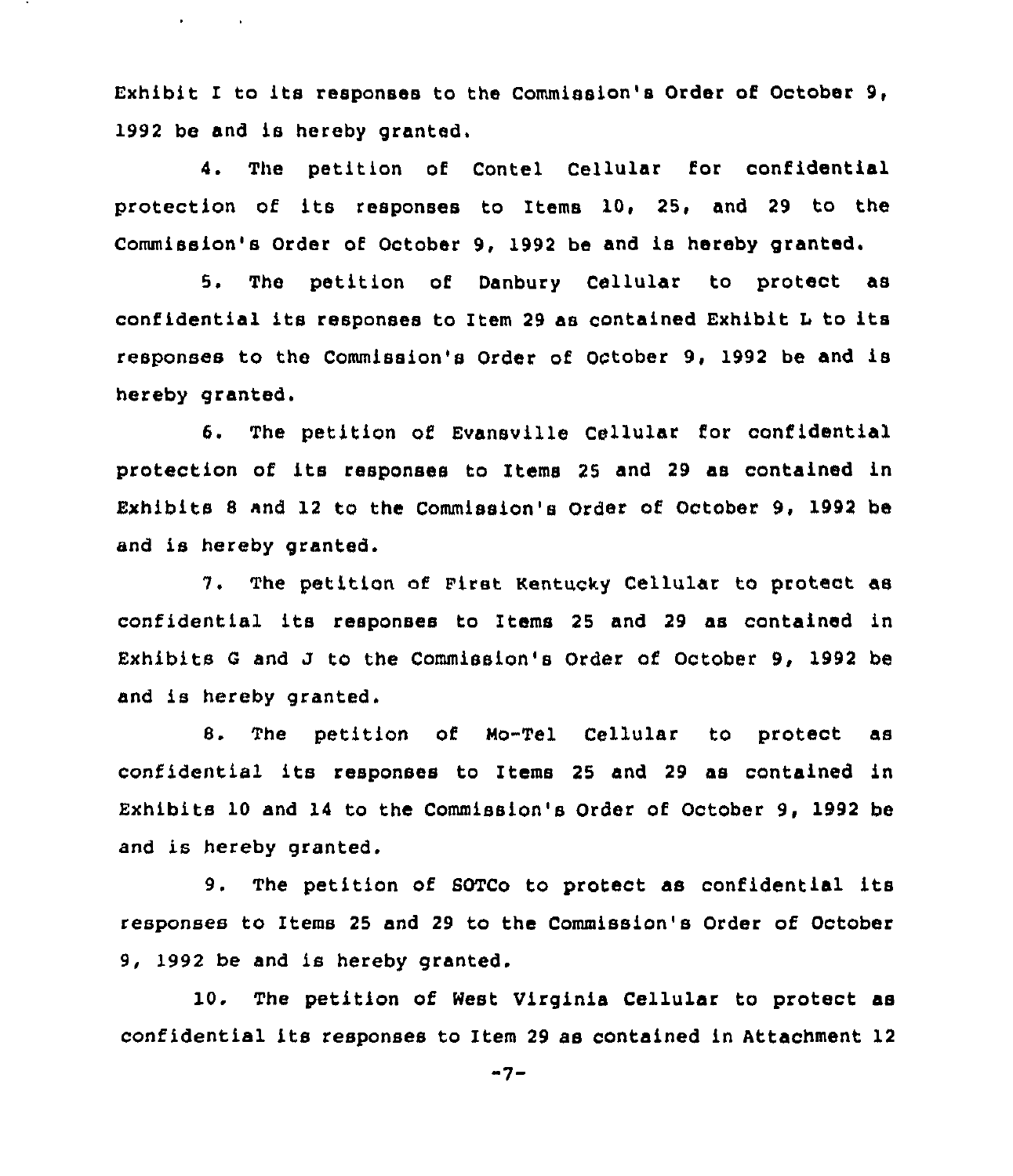Exhibit I to its responses to the Commission's Order of October 9, 1992 be and is hereby granted.

4. The petition of Contel Cellular for confidential protection of its responses to Items 10, 25, and 29 to the Commission's Order of October 9, 1992 be and is hereby granted.

5. The petition of Danbury Cellular to protect as confidential its responses to Item 29 as contained Exhibit L to its responses to the Commission's Order of October 9, 1992 be and is hereby granted.

6. The petition of Evansville Cellular for confidential protection of its responses to Items 25 and 29 as contained in Exhibits 8 and 12 to the Commission's Order of October 9, 1992 be and is hereby granted.

7. The petition of First Kentucky Cellular to protect as confidential its responses to Items 25 and 29 as contained in Exhibits G and J to the Commission's Order of October 9, 1992 be and is hereby granted.

8. The petition of Mo-Tel Cellular to protect as confidential its responses to Items 25 and 29 as contained in Exhibits 10 and 14 to the Commission's Order of October 9, 1992 be and is hereby granted.

9. The petition of SOTCo to protect as confidential its responses to Items 25 and 29 to the Commission's Order of October 9, 1992 be and is hereby granted.

10. The petition of West Virginia Cellular to protect as confidential its responses to Item 29 as contained in Attachment 12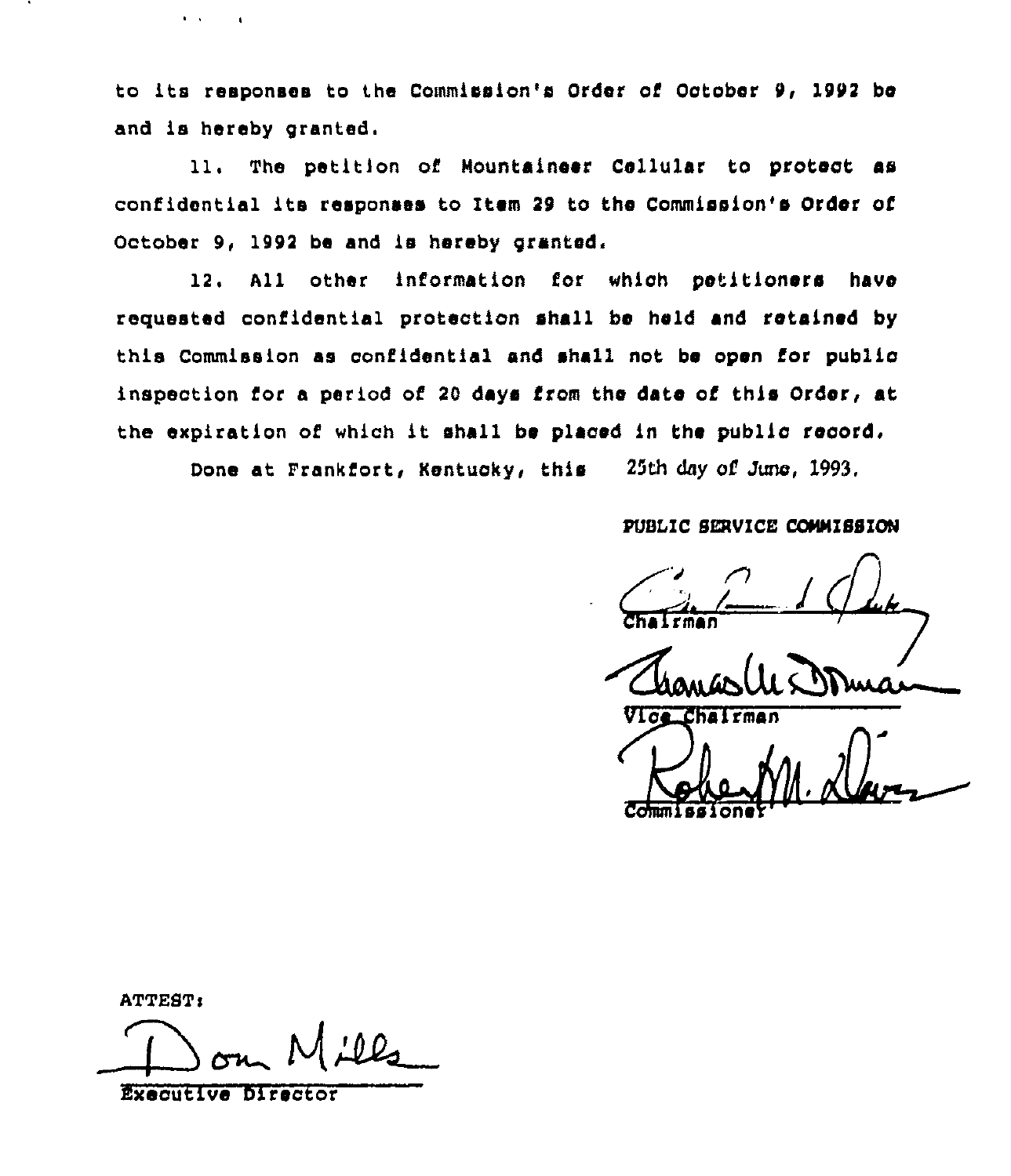to its responses to the Commission's Order of October 9, 1992 be and is hereby granted.

11. The petition of Mountaineer Cellular to protect as confidential its responses to Item 29 to the Commission's Order of October 9, 1992 be and is hereby granted.

12. All other information for which petitioners have requested confidential protection shall be held and retained by this Commission as confidential and shall not be open for public inspection for a period of 20 days from the date of this Order, at the expiration of which it shall be placed in the public record.

Done at Frankfort, Kentucky, this 25th day of June, 1993.

PUBLIC SERVICE COMMISSION

Chairman

Vice Chairman

Commissioner

ATTEST:

Executive Director